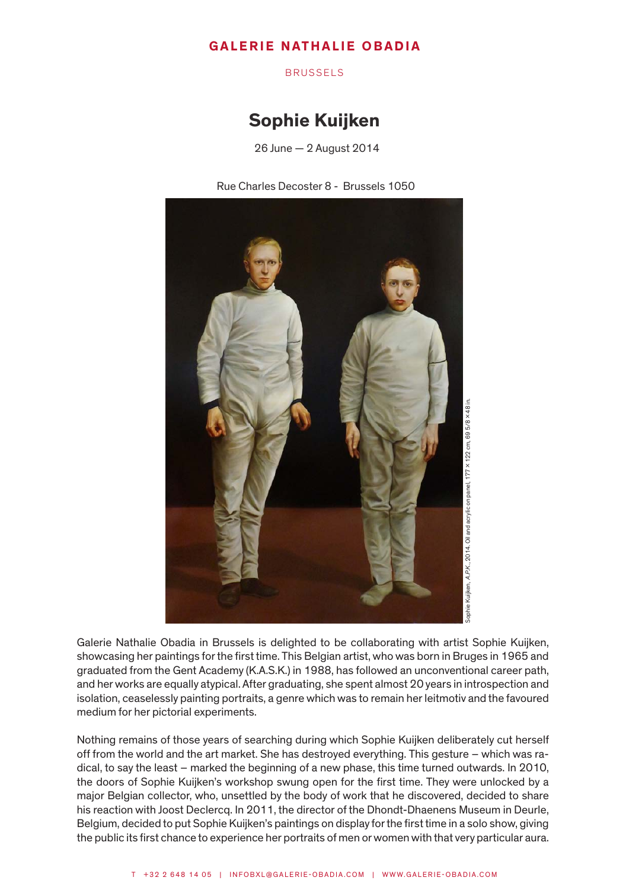**GALERIE NATHALIE OBADIA**

BRUSSELS

# Sophie Kuijken

26 June — 2 August 2014

Rue Charles Decoster 8 - Brussels 1050

Sophie Kuijken, *A.P.K.*, 2014. Oil and acrylic on panel, 177 × 122 cm, 69 5/8 × 48 in.

Galerie Nathalie Obadia in Brussels is delighted to be collaborating with artist Sophie Kuijken, showcasing her paintings for the first time. This Belgian artist, who was born in Bruges in 1965 and graduated from the Gent Academy (K.A.S.K.) in 1988, has followed an unconventional career path, and her works are equally atypical. After graduating, she spent almost 20 years in introspection and isolation, ceaselessly painting portraits, a genre which was to remain her leitmotiv and the favoured medium for her pictorial experiments.

Nothing remains of those years of searching during which Sophie Kuijken deliberately cut herself off from the world and the art market. She has destroyed everything. This gesture – which was radical, to say the least – marked the beginning of a new phase, this time turned outwards. In 2010, the doors of Sophie Kuijken's workshop swung open for the first time. They were unlocked by a major Belgian collector, who, unsettled by the body of work that he discovered, decided to share his reaction with Joost Declercq. In 2011, the director of the Dhondt-Dhaenens Museum in Deurle, Belgium, decided to put Sophie Kuijken's paintings on display for the first time in a solo show, giving the public its first chance to experience her portraits of men or women with that very particular aura.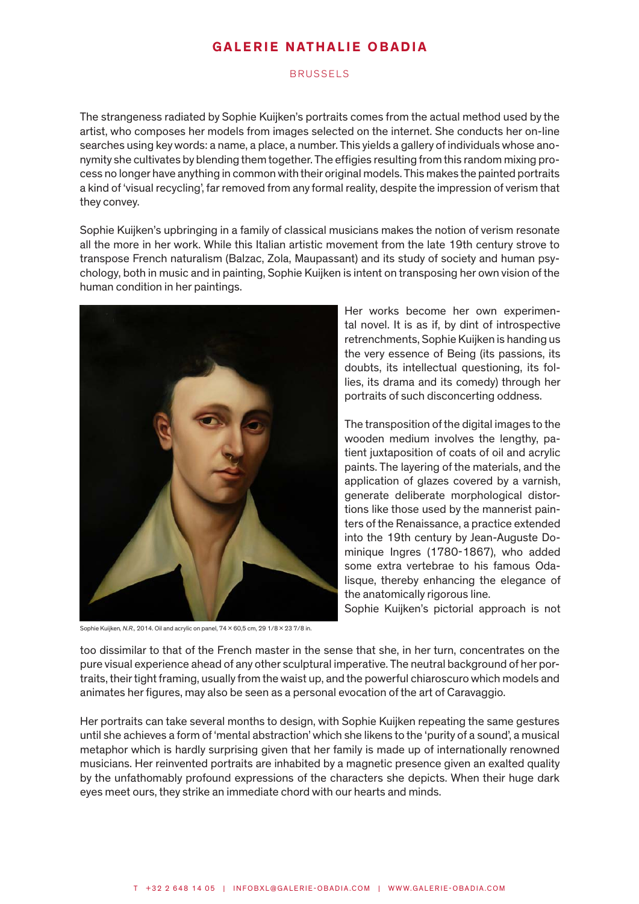The strangeness radiated by Sophie Kuijken's portraits comes from the actual method used by the artist, who composes her models from images selected on the internet. She conducts her on-line searches using key words: a name, a place, a number. This yields a gallery of individuals whose anonymity she cultivates by blending them together. The effigies resulting from this random mixing process no longer have anything in common with their original models. This makes the painted portraits a kind of 'visual recycling', far removed from any formal reality, despite the impression of verism that they convey.

Sophie Kuijken's upbringing in a family of classical musicians makes the notion of verism resonate all the more in her work. While this Italian artistic movement from the late 19th century strove to transpose French naturalism (Balzac, Zola, Maupassant) and its study of society and human psychology, both in music and in painting, Sophie Kuijken is intent on transposing her own vision of the human condition in her paintings.

Her works become her own experimental novel. It is as if, by dint of introspective retrenchments, Sophie Kuijken is handing us the very essence of Being (its passions, its doubts, its intellectual questioning, its follies, its drama and its comedy) through her portraits of such disconcerting oddness.

The transposition of the digital images to the wooden medium involves the lengthy, patient juxtaposition of coats of oil and acrylic paints. The layering of the materials, and the application of glazes covered by a varnish, generate deliberate morphological distortions like those used by the mannerist painters of the Renaissance, a practice extended into the 19th century by Jean-Auguste Dominique Ingres (1780-1867), who added some extra vertebrae to his famous Odalisque, thereby enhancing the elegance of the anatomically rigorous line.

Sophie Kuijken, *N.R.*, 2014. Oil and acrylic on panel, 74 × 60,5 cm, 29 1/8 × 23 7/8 in.

Sophie Kuijken's pictorial approach is not too dissimilar to that of the French master in the sense that she, in her turn, concentrates on the pure visual experience ahead of any other sculptural imperative. The neutral background of her portraits, their tight framing, usually from the waist up, and the powerful chiaroscuro which models and animates her figures, may also be seen as a personal evocation of the art of Caravaggio.

Her portraits can take several months to design, with Sophie Kuijken repeating the same gestures until she achieves a form of 'mental abstraction' which she likens to the 'purity of a sound', a musical metaphor which is hardly surprising given that her family is made up of internationally renowned musicians. Her reinvented portraits are inhabited by a magnetic presence given an exalted quality by the unfathomably profound expressions of the characters she depicts. When their huge dark eyes meet ours, they strike an immediate chord with our hearts and minds.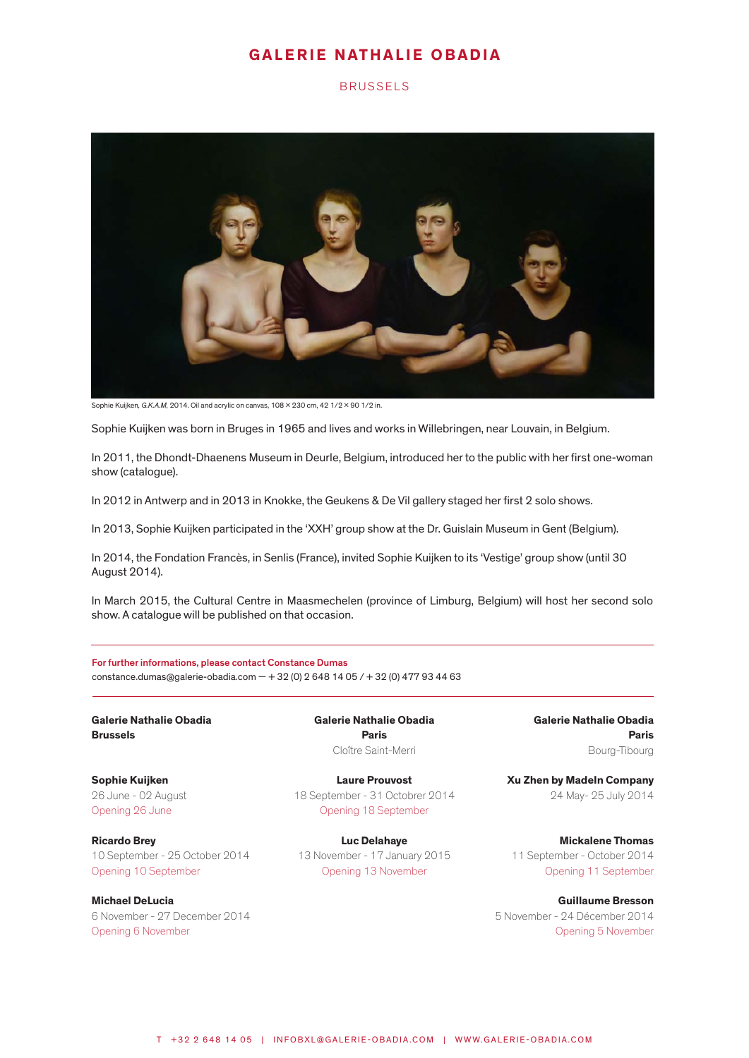# GALERIE NATHALIE OBADIA

BRUSSELS

Sophie Kuijken, *G.K.A.M*, 2014. Oil and acrylic on canvas, 108 × 230 cm, 42 1/2 × 90 1/2 in.

Sophie Kuijken was born in Bruges in 1965 and lives and works in Willebringen, near Louvain, in Belgium.

In 2011, the Dhondt-Dhaenens Museum in Deurle, Belgium, introduced her to the public with her first one-woman show (catalogue).

In 2012 in Antwerp and in 2013 in Knokke, the Geukens & De Vil gallery staged her first 2 solo shows.

In 2013, Sophie Kuijken participated in the 'XXH' group show at the Dr. Guislain Museum in Gent (Belgium).

In 2014, the Fondation Francès, in Senlis (France), invited Sophie Kuijken to its 'Vestige' group show (until 30 August 2014).

In March 2015, the Cultural Centre in Maasmechelen (province of Limburg, Belgium) will host her second solo show. A catalogue will be published on that occasion.

---

**For further informations, please contact Constance Dumas**
constance.dumas@galerie-obadia.com — + 32 (0) 2 648 14 05 / + 32 (0) 477 93 44 63

---

**Galerie Nathalie Obadia**
**Brussels**

**Sophie Kuijken**
26 June - 02 August
Opening 26 June

**Ricardo Brey**
10 September - 25 October 2014
Opening 10 September

**Michael DeLucia**
6 November - 27 December 2014
Opening 6 November

**Galerie Nathalie Obadia**
**Paris**
Cloître Saint-Merri

**Laure Prouvost**
18 September - 31 Octorber 2014
Opening 18 September

**Luc Delahaye**
13 November - 17 January 2015
Opening 13 November

**Galerie Nathalie Obadia**
**Paris**
Bourg-Tibourg

**Xu Zhen by MadeIn Company**
24 May- 25 July 2014

**Mickalene Thomas**
11 September - October 2014
Opening 11 September

**Guillaume Bresson**
5 November - 24 Décember 2014
Opening 5 November

T +32 2 648 14 05 | INFOBXL@GALERIE-OBADIA.COM | WWW.GALERIE-OBADIA.COM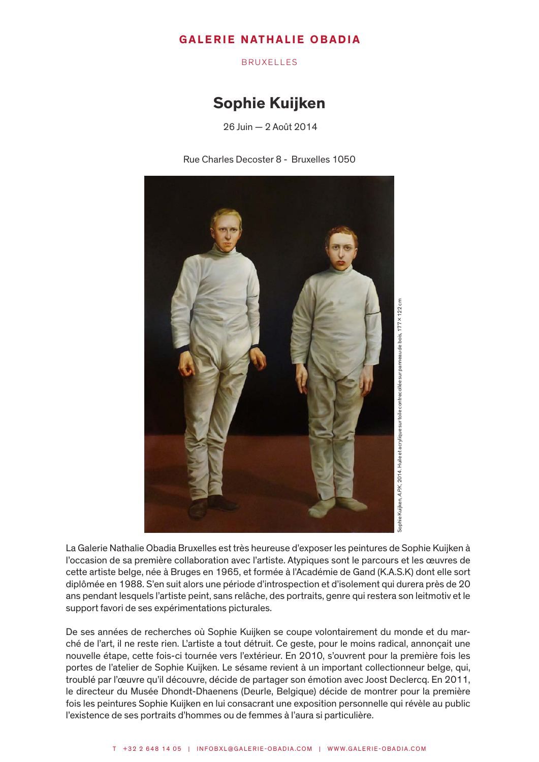GALERIE NATHALIE OBADIA

BRUXELLES

# Sophie Kuijken

26 Juin — 2 Août 2014

Rue Charles Decoster 8 - Bruxelles 1050

Sophie Kuijken, *A.P.K*, 2014. Huile et acrylique sur toile contrecollée sur panneau de bois, 177 x 122 cm

La Galerie Nathalie Obadia Bruxelles est très heureuse d'exposer les peintures de Sophie Kuijken à l'occasion de sa première collaboration avec l'artiste. Atypiques sont le parcours et les œuvres de cette artiste belge, née à Bruges en 1965, et formée à l'Académie de Gand (K.A.S.K) dont elle sort diplômée en 1988. S'en suit alors une période d'introspection et d'isolement qui durera près de 20 ans pendant lesquels l'artiste peint, sans relâche, des portraits, genre qui restera son leitmotiv et le support favori de ses expérimentations picturales.

De ses années de recherches où Sophie Kuijken se coupe volontairement du monde et du marché de l'art, il ne reste rien. L'artiste a tout détruit. Ce geste, pour le moins radical, annonçait une nouvelle étape, cette fois-ci tournée vers l'extérieur. En 2010, s'ouvrent pour la première fois les portes de l'atelier de Sophie Kuijken. Le sésame revient à un important collectionneur belge, qui, troublé par l'œuvre qu'il découvre, décide de partager son émotion avec Joost Declercq. En 2011, le directeur du Musée Dhondt-Dhaenens (Deurle, Belgique) décide de montrer pour la première fois les peintures Sophie Kuijken en lui consacrant une exposition personnelle qui révèle au public l'existence de ses portraits d'hommes ou de femmes à l'aura si particulière.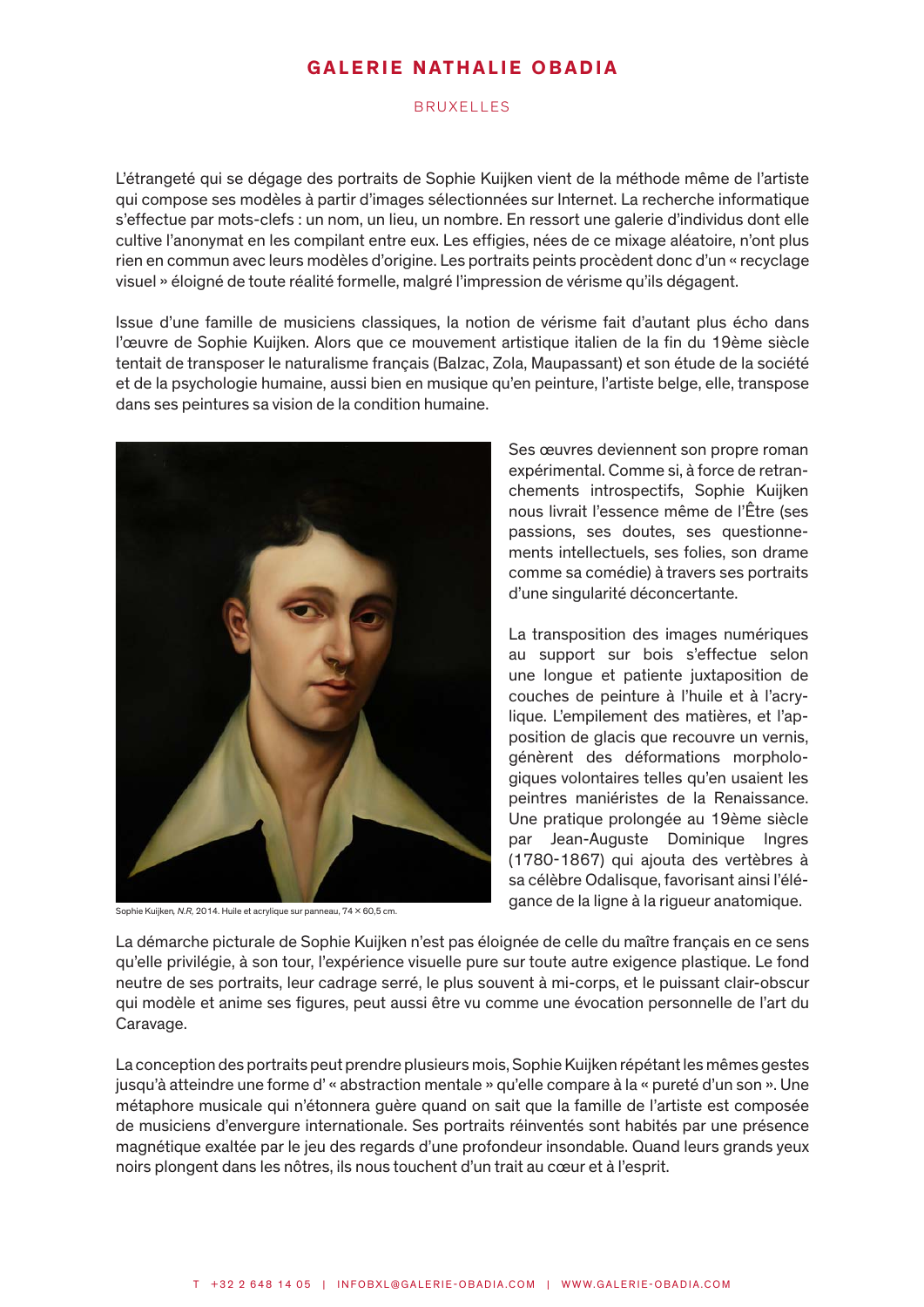L'étrangeté qui se dégage des portraits de Sophie Kuijken vient de la méthode même de l'artiste qui compose ses modèles à partir d'images sélectionnées sur Internet. La recherche informatique s'effectue par mots-clefs : un nom, un lieu, un nombre. En ressort une galerie d'individus dont elle cultive l'anonymat en les compilant entre eux. Les effigies, nées de ce mixage aléatoire, n'ont plus rien en commun avec leurs modèles d'origine. Les portraits peints procèdent donc d'un « recyclage visuel » éloigné de toute réalité formelle, malgré l'impression de vérisme qu'ils dégagent.

Issue d'une famille de musiciens classiques, la notion de vérisme fait d'autant plus écho dans l'œuvre de Sophie Kuijken. Alors que ce mouvement artistique italien de la fin du 19ème siècle tentait de transposer le naturalisme français (Balzac, Zola, Maupassant) et son étude de la société et de la psychologie humaine, aussi bien en musique qu'en peinture, l'artiste belge, elle, transpose dans ses peintures sa vision de la condition humaine.

Sophie Kuijken, *N.R*, 2014. Huile et acrylique sur panneau, 74 × 60,5 cm.

Ses œuvres deviennent son propre roman expérimental. Comme si, à force de retranchements introspectifs, Sophie Kuijken nous livrait l'essence même de l'Être (ses passions, ses doutes, ses questionnements intellectuels, ses folies, son drame comme sa comédie) à travers ses portraits d'une singularité déconcertante.

La transposition des images numériques au support sur bois s'effectue selon une longue et patiente juxtaposition de couches de peinture à l'huile et à l'acrylique. L'empilement des matières, et l'apposition de glacis que recouvre un vernis, génèrent des déformations morphologiques volontaires telles qu'en usaient les peintres maniéristes de la Renaissance. Une pratique prolongée au 19ème siècle par Jean-Auguste Dominique Ingres (1780-1867) qui ajouta des vertèbres à sa célèbre Odalisque, favorisant ainsi l'élégance de la ligne à la rigueur anatomique.

La démarche picturale de Sophie Kuijken n'est pas éloignée de celle du maître français en ce sens qu'elle privilégie, à son tour, l'expérience visuelle pure sur toute autre exigence plastique. Le fond neutre de ses portraits, leur cadrage serré, le plus souvent à mi-corps, et le puissant clair-obscur qui modèle et anime ses figures, peut aussi être vu comme une évocation personnelle de l'art du Caravage.

La conception des portraits peut prendre plusieurs mois, Sophie Kuijken répétant les mêmes gestes jusqu'à atteindre une forme d' « abstraction mentale » qu'elle compare à la « pureté d'un son ». Une métaphore musicale qui n'étonnera guère quand on sait que la famille de l'artiste est composée de musiciens d'envergure internationale. Ses portraits réinventés sont habités par une présence magnétique exaltée par le jeu des regards d'une profondeur insondable. Quand leurs grands yeux noirs plongent dans les nôtres, ils nous touchent d'un trait au cœur et à l'esprit.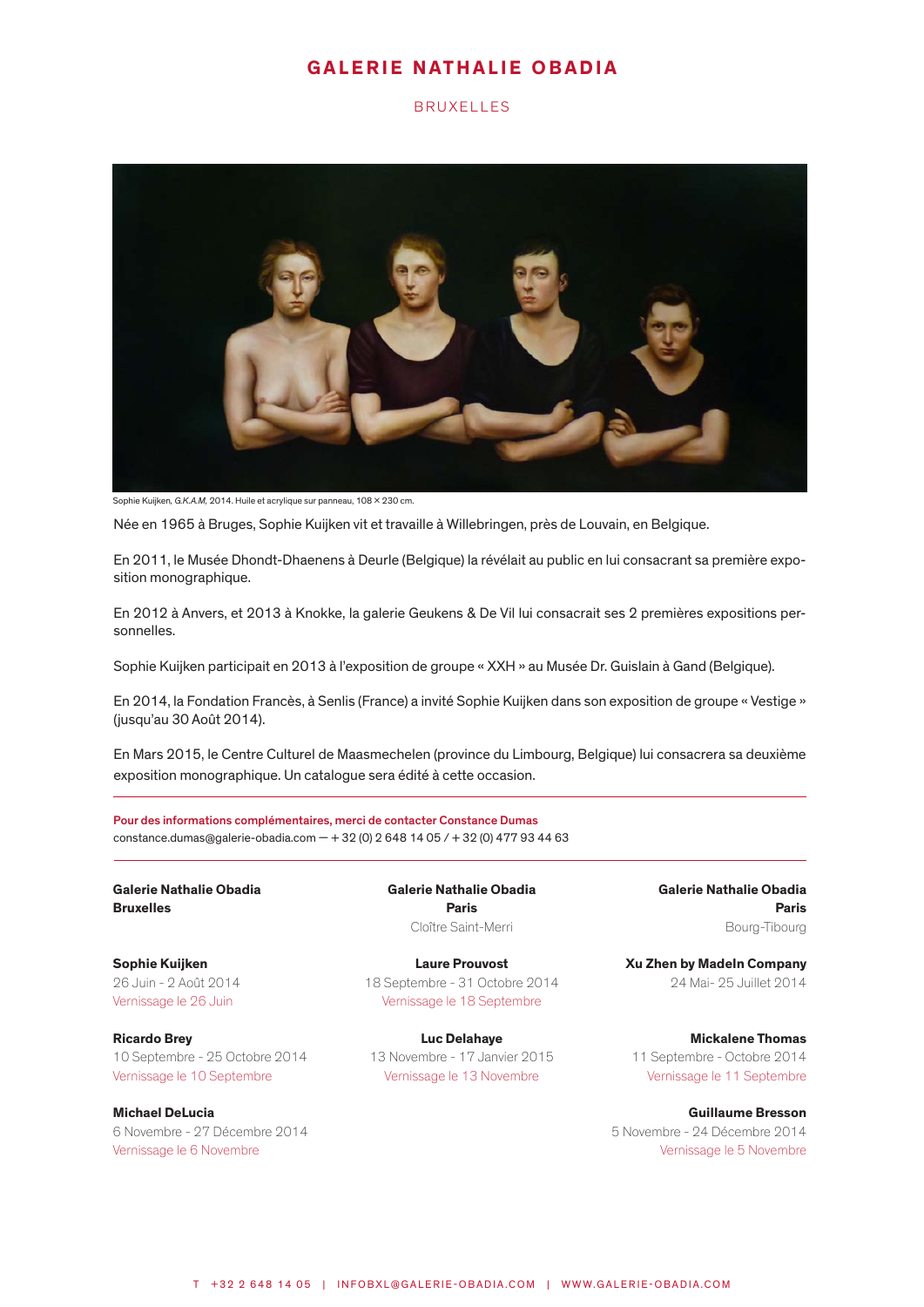# GALERIE NATHALIE OBADIA

BRUXELLES

Sophie Kuijken, *G.K.A.M*, 2014. Huile et acrylique sur panneau, 108 × 230 cm.

Née en 1965 à Bruges, Sophie Kuijken vit et travaille à Willebringen, près de Louvain, en Belgique.

En 2011, le Musée Dhondt-Dhaenens à Deurle (Belgique) la révélait au public en lui consacrant sa première exposition monographique.

En 2012 à Anvers, et 2013 à Knokke, la galerie Geukens & De Vil lui consacrait ses 2 premières expositions personnelles.

Sophie Kuijken participait en 2013 à l'exposition de groupe « XXH » au Musée Dr. Guislain à Gand (Belgique).

En 2014, la Fondation Francès, à Senlis (France) a invité Sophie Kuijken dans son exposition de groupe « Vestige » (jusqu'au 30 Août 2014).

En Mars 2015, le Centre Culturel de Maasmechelen (province du Limbourg, Belgique) lui consacrera sa deuxième exposition monographique. Un catalogue sera édité à cette occasion.

---

**Pour des informations complémentaires, merci de contacter Constance Dumas**
constance.dumas@galerie-obadia.com — + 32 (0) 2 648 14 05 / + 32 (0) 477 93 44 63

---

**Galerie Nathalie Obadia**
**Bruxelles**

**Sophie Kuijken**
26 Juin - 2 Août 2014
Vernissage le 26 Juin

**Ricardo Brey**
10 Septembre - 25 Octobre 2014
Vernissage le 10 Septembre

**Michael DeLucia**
6 Novembre - 27 Décembre 2014
Vernissage le 6 Novembre

**Galerie Nathalie Obadia**
**Paris**
Cloître Saint-Merri

**Laure Prouvost**
18 Septembre - 31 Octobre 2014
Vernissage le 18 Septembre

**Luc Delahaye**
13 Novembre - 17 Janvier 2015
Vernissage le 13 Novembre

**Galerie Nathalie Obadia**
**Paris**
Bourg-Tibourg

**Xu Zhen by MadeIn Company**
24 Mai- 25 Juillet 2014

**Mickalene Thomas**
11 Septembre - Octobre 2014
Vernissage le 11 Septembre

**Guillaume Bresson**
5 Novembre - 24 Décembre 2014
Vernissage le 5 Novembre

T +32 2 648 14 05 | INFOBXL@GALERIE-OBADIA.COM | WWW.GALERIE-OBADIA.COM